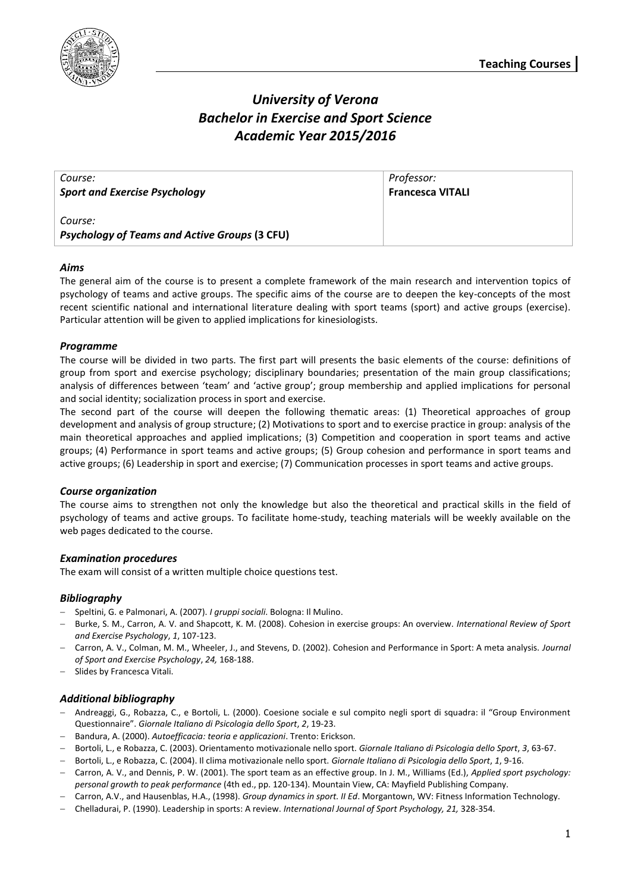# *University of Verona*
# *Bachelor in Exercise and Sport Science*
# *Academic Year 2015/2016*

| *Course:* **Sport and Exercise Psychology** <br><br> *Course:* ***Psychology of Teams and Active Groups* (3 CFU)** | *Professor:* **Francesca VITALI** |
|---|---|

### *Aims*

The general aim of the course is to present a complete framework of the main research and intervention topics of psychology of teams and active groups. The specific aims of the course are to deepen the key-concepts of the most recent scientific national and international literature dealing with sport teams (sport) and active groups (exercise). Particular attention will be given to applied implications for kinesiologists.

### *Programme*

The course will be divided in two parts. The first part will presents the basic elements of the course: definitions of group from sport and exercise psychology; disciplinary boundaries; presentation of the main group classifications; analysis of differences between 'team' and 'active group'; group membership and applied implications for personal and social identity; socialization process in sport and exercise.

The second part of the course will deepen the following thematic areas: (1) Theoretical approaches of group development and analysis of group structure; (2) Motivations to sport and to exercise practice in group: analysis of the main theoretical approaches and applied implications; (3) Competition and cooperation in sport teams and active groups; (4) Performance in sport teams and active groups; (5) Group cohesion and performance in sport teams and active groups; (6) Leadership in sport and exercise; (7) Communication processes in sport teams and active groups.

### *Course organization*

The course aims to strengthen not only the knowledge but also the theoretical and practical skills in the field of psychology of teams and active groups. To facilitate home-study, teaching materials will be weekly available on the web pages dedicated to the course.

### *Examination procedures*

The exam will consist of a written multiple choice questions test.

### *Bibliography*

- Speltini, G. e Palmonari, A. (2007). *I gruppi sociali*. Bologna: Il Mulino.
- Burke, S. M., Carron, A. V. and Shapcott, K. M. (2008). Cohesion in exercise groups: An overview. *International Review of Sport and Exercise Psychology*, *1*, 107-123.
- Carron, A. V., Colman, M. M., Wheeler, J., and Stevens, D. (2002). Cohesion and Performance in Sport: A meta analysis. *Journal of Sport and Exercise Psychology*, *24,* 168-188.
- Slides by Francesca Vitali.

### *Additional bibliography*

- Andreaggi, G., Robazza, C., e Bortoli, L. (2000). Coesione sociale e sul compito negli sport di squadra: il "Group Environment Questionnaire". *Giornale Italiano di Psicologia dello Sport*, *2*, 19-23.
- Bandura, A. (2000). *Autoefficacia: teoria e applicazioni*. Trento: Erickson.
- Bortoli, L., e Robazza, C. (2003). Orientamento motivazionale nello sport. *Giornale Italiano di Psicologia dello Sport*, *3*, 63-67.
- Bortoli, L., e Robazza, C. (2004). Il clima motivazionale nello sport. *Giornale Italiano di Psicologia dello Sport*, *1*, 9-16.
- Carron, A. V., and Dennis, P. W. (2001). The sport team as an effective group. In J. M., Williams (Ed.), *Applied sport psychology: personal growth to peak performance* (4th ed., pp. 120-134). Mountain View, CA: Mayfield Publishing Company.
- Carron, A.V., and Hausenblas, H.A., (1998). *Group dynamics in sport. II Ed*. Morgantown, WV: Fitness Information Technology.
- Chelladurai, P. (1990). Leadership in sports: A review. *International Journal of Sport Psychology, 21,* 328-354.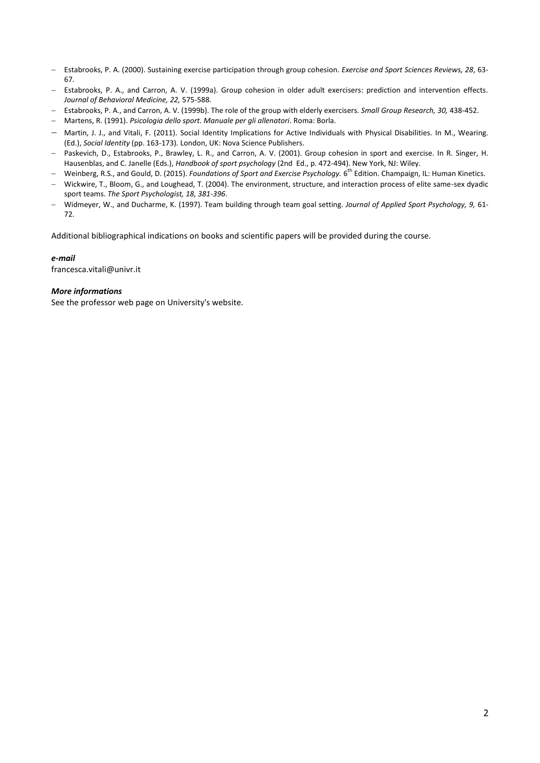- Estabrooks, P. A. (2000). Sustaining exercise participation through group cohesion. *Exercise and Sport Sciences Reviews, 28*, 63-67.
- Estabrooks, P. A., and Carron, A. V. (1999a). Group cohesion in older adult exercisers: prediction and intervention effects. *Journal of Behavioral Medicine, 22,* 575-588.
- Estabrooks, P. A., and Carron, A. V. (1999b). The role of the group with elderly exercisers. *Small Group Research, 30,* 438-452.
- Martens, R. (1991). *Psicologia dello sport. Manuale per gli allenatori*. Roma: Borla.
- Martin, J. J., and Vitali, F. (2011). Social Identity Implications for Active Individuals with Physical Disabilities. In M., Wearing. (Ed.), *Social Identity* (pp. 163-173). London, UK: Nova Science Publishers.
- Paskevich, D., Estabrooks, P., Brawley, L. R., and Carron, A. V. (2001). Group cohesion in sport and exercise. In R. Singer, H. Hausenblas, and C. Janelle (Eds.), *Handbook of sport psychology* (2nd Ed., p. 472-494). New York, NJ: Wiley.
- Weinberg, R.S., and Gould, D. (2015). *Foundations of Sport and Exercise Psychology.* 6th Edition. Champaign, IL: Human Kinetics.
- Wickwire, T., Bloom, G., and Loughead, T. (2004). The environment, structure, and interaction process of elite same-sex dyadic sport teams. *The Sport Psychologist, 18, 381-396*.
- Widmeyer, W., and Ducharme, K. (1997). Team building through team goal setting. *Journal of Applied Sport Psychology, 9,* 61-72.

Additional bibliographical indications on books and scientific papers will be provided during the course.

***e-mail***

francesca.vitali@univr.it

***More informations***

See the professor web page on University's website.